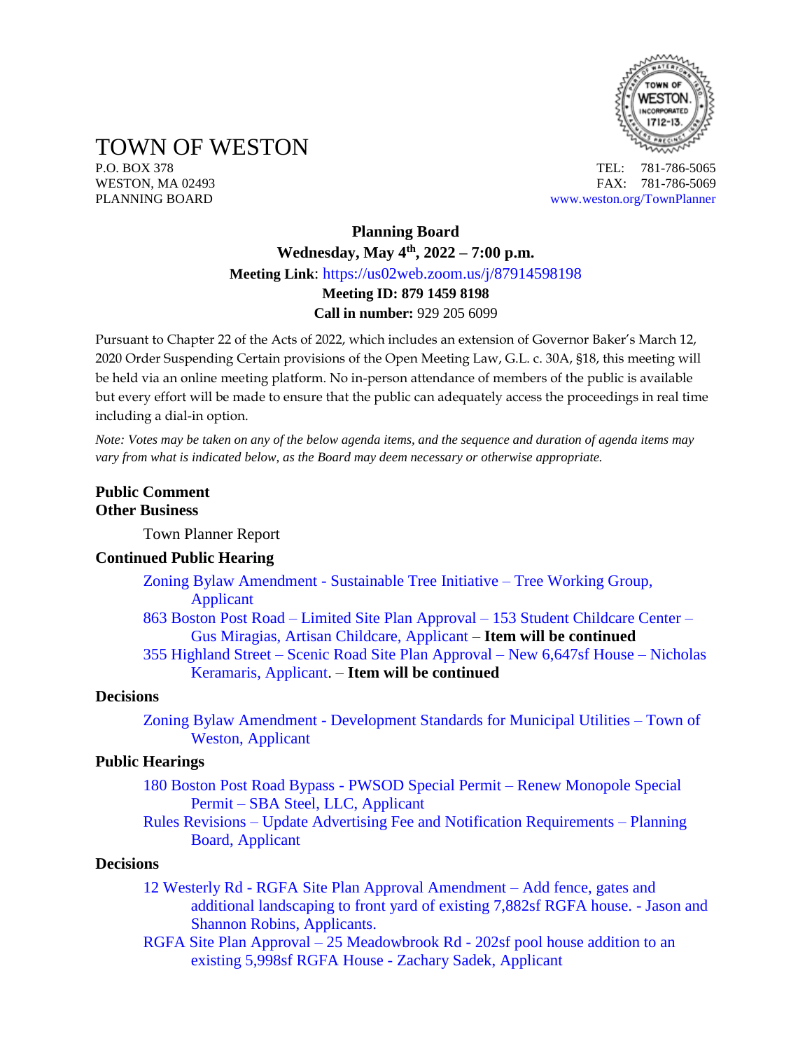# TOWN OF WESTON

P.O. BOX 378
WESTON, MA 02493
PLANNING BOARD

TEL: 781-786-5065
FAX: 781-786-5069
www.weston.org/TownPlanner

**Planning Board**

**Wednesday, May 4th, 2022 – 7:00 p.m.**

**Meeting Link**: https://us02web.zoom.us/j/87914598198

**Meeting ID: 879 1459 8198**

**Call in number:** 929 205 6099

Pursuant to Chapter 22 of the Acts of 2022, which includes an extension of Governor Baker's March 12, 2020 Order Suspending Certain provisions of the Open Meeting Law, G.L. c. 30A, §18, this meeting will be held via an online meeting platform. No in-person attendance of members of the public is available but every effort will be made to ensure that the public can adequately access the proceedings in real time including a dial-in option.

*Note: Votes may be taken on any of the below agenda items, and the sequence and duration of agenda items may vary from what is indicated below, as the Board may deem necessary or otherwise appropriate.*

**Public Comment**

**Other Business**

Town Planner Report

**Continued Public Hearing**

Zoning Bylaw Amendment - Sustainable Tree Initiative – Tree Working Group, Applicant

863 Boston Post Road – Limited Site Plan Approval – 153 Student Childcare Center – Gus Miragias, Artisan Childcare, Applicant – **Item will be continued**

355 Highland Street – Scenic Road Site Plan Approval – New 6,647sf House – Nicholas Keramaris, Applicant. – **Item will be continued**

**Decisions**

Zoning Bylaw Amendment - Development Standards for Municipal Utilities – Town of Weston, Applicant

**Public Hearings**

180 Boston Post Road Bypass - PWSOD Special Permit – Renew Monopole Special Permit – SBA Steel, LLC, Applicant

Rules Revisions – Update Advertising Fee and Notification Requirements – Planning Board, Applicant

**Decisions**

12 Westerly Rd - RGFA Site Plan Approval Amendment – Add fence, gates and additional landscaping to front yard of existing 7,882sf RGFA house. - Jason and Shannon Robins, Applicants.

RGFA Site Plan Approval – 25 Meadowbrook Rd - 202sf pool house addition to an existing 5,998sf RGFA House - Zachary Sadek, Applicant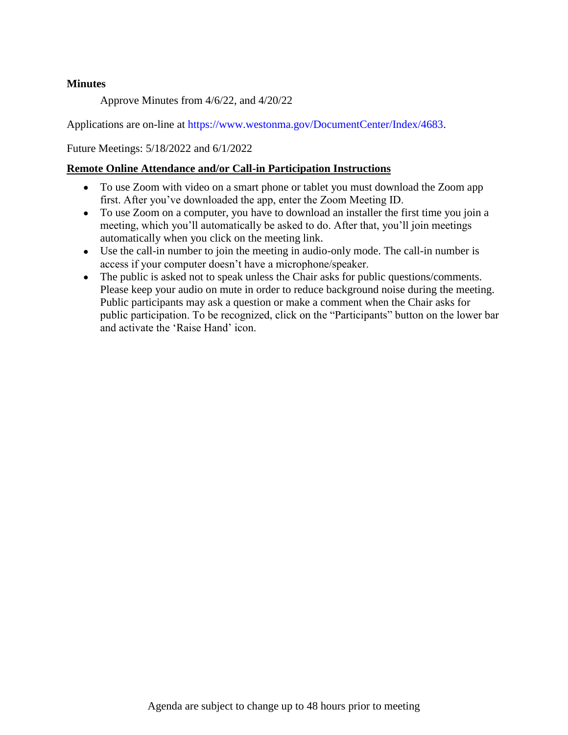**Minutes**

Approve Minutes from 4/6/22, and 4/20/22

Applications are on-line at https://www.westonma.gov/DocumentCenter/Index/4683.

Future Meetings: 5/18/2022 and 6/1/2022

**Remote Online Attendance and/or Call-in Participation Instructions**

- To use Zoom with video on a smart phone or tablet you must download the Zoom app first. After you've downloaded the app, enter the Zoom Meeting ID.
- To use Zoom on a computer, you have to download an installer the first time you join a meeting, which you'll automatically be asked to do. After that, you'll join meetings automatically when you click on the meeting link.
- Use the call-in number to join the meeting in audio-only mode. The call-in number is access if your computer doesn't have a microphone/speaker.
- The public is asked not to speak unless the Chair asks for public questions/comments. Please keep your audio on mute in order to reduce background noise during the meeting. Public participants may ask a question or make a comment when the Chair asks for public participation. To be recognized, click on the "Participants" button on the lower bar and activate the 'Raise Hand' icon.

Agenda are subject to change up to 48 hours prior to meeting